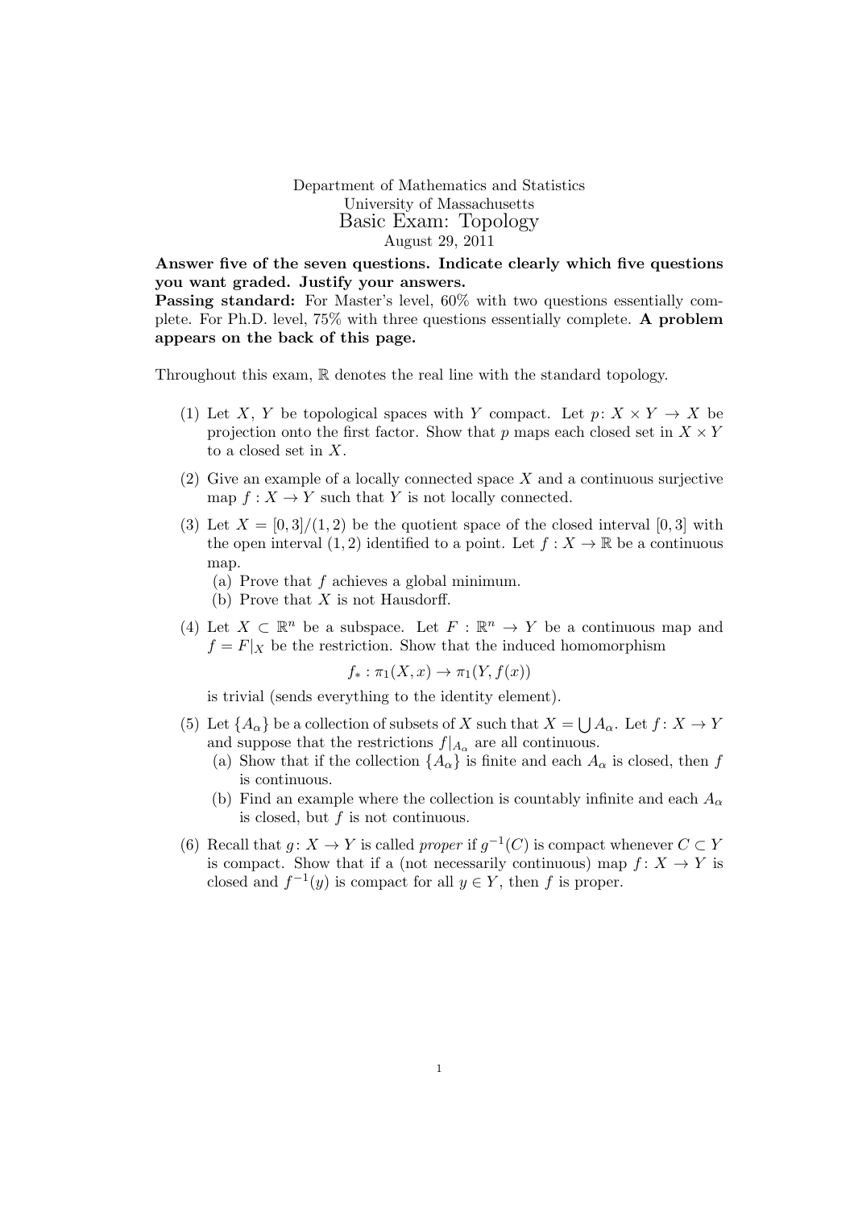Department of Mathematics and Statistics
University of Massachusetts

# Basic Exam: Topology

August 29, 2011

**Answer five of the seven questions. Indicate clearly which five questions you want graded. Justify your answers.**

**Passing standard:** For Master's level, 60% with two questions essentially complete. For Ph.D. level, 75% with three questions essentially complete. **A problem appears on the back of this page.**

Throughout this exam, $\mathbb{R}$ denotes the real line with the standard topology.

(1) Let $X$, $Y$ be topological spaces with $Y$ compact. Let $p\colon X \times Y \to X$ be projection onto the first factor. Show that $p$ maps each closed set in $X \times Y$ to a closed set in $X$.

(2) Give an example of a locally connected space $X$ and a continuous surjective map $f : X \to Y$ such that $Y$ is not locally connected.

(3) Let $X = [0, 3]/(1, 2)$ be the quotient space of the closed interval $[0, 3]$ with the open interval $(1, 2)$ identified to a point. Let $f : X \to \mathbb{R}$ be a continuous map.
   (a) Prove that $f$ achieves a global minimum.
   (b) Prove that $X$ is not Hausdorff.

(4) Let $X \subset \mathbb{R}^n$ be a subspace. Let $F : \mathbb{R}^n \to Y$ be a continuous map and $f = F|_X$ be the restriction. Show that the induced homomorphism

$$f_* : \pi_1(X, x) \to \pi_1(Y, f(x))$$

is trivial (sends everything to the identity element).

(5) Let $\{A_\alpha\}$ be a collection of subsets of $X$ such that $X = \bigcup A_\alpha$. Let $f\colon X \to Y$ and suppose that the restrictions $f|_{A_\alpha}$ are all continuous.
   (a) Show that if the collection $\{A_\alpha\}$ is finite and each $A_\alpha$ is closed, then $f$ is continuous.
   (b) Find an example where the collection is countably infinite and each $A_\alpha$ is closed, but $f$ is not continuous.

(6) Recall that $g\colon X \to Y$ is called *proper* if $g^{-1}(C)$ is compact whenever $C \subset Y$ is compact. Show that if a (not necessarily continuous) map $f\colon X \to Y$ is closed and $f^{-1}(y)$ is compact for all $y \in Y$, then $f$ is proper.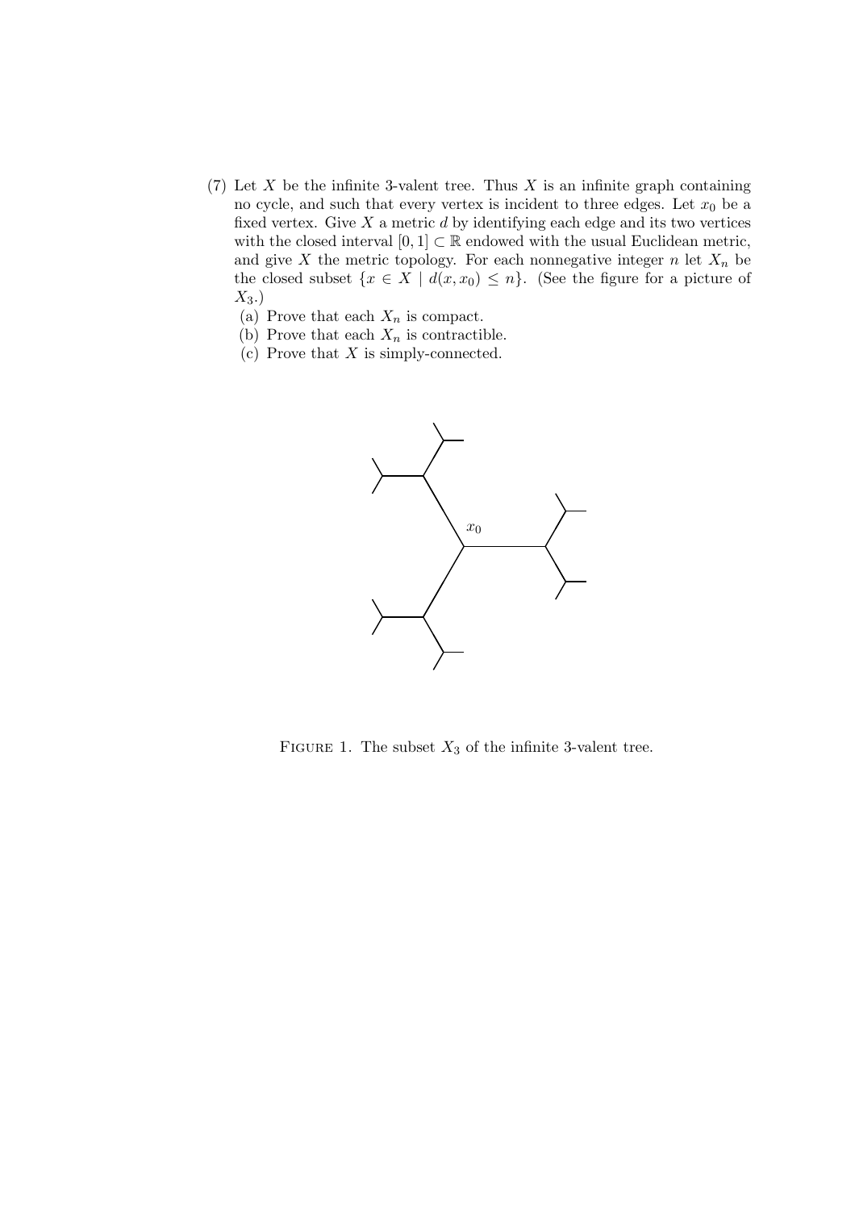(7) Let $X$ be the infinite 3-valent tree. Thus $X$ is an infinite graph containing no cycle, and such that every vertex is incident to three edges. Let $x_0$ be a fixed vertex. Give $X$ a metric $d$ by identifying each edge and its two vertices with the closed interval $[0, 1] \subset \mathbb{R}$ endowed with the usual Euclidean metric, and give $X$ the metric topology. For each nonnegative integer $n$ let $X_n$ be the closed subset $\{x \in X \mid d(x, x_0) \leq n\}$. (See the figure for a picture of $X_3$.)

(a) Prove that each $X_n$ is compact.

(b) Prove that each $X_n$ is contractible.

(c) Prove that $X$ is simply-connected.

$x_0$

FIGURE 1. The subset $X_3$ of the infinite 3-valent tree.